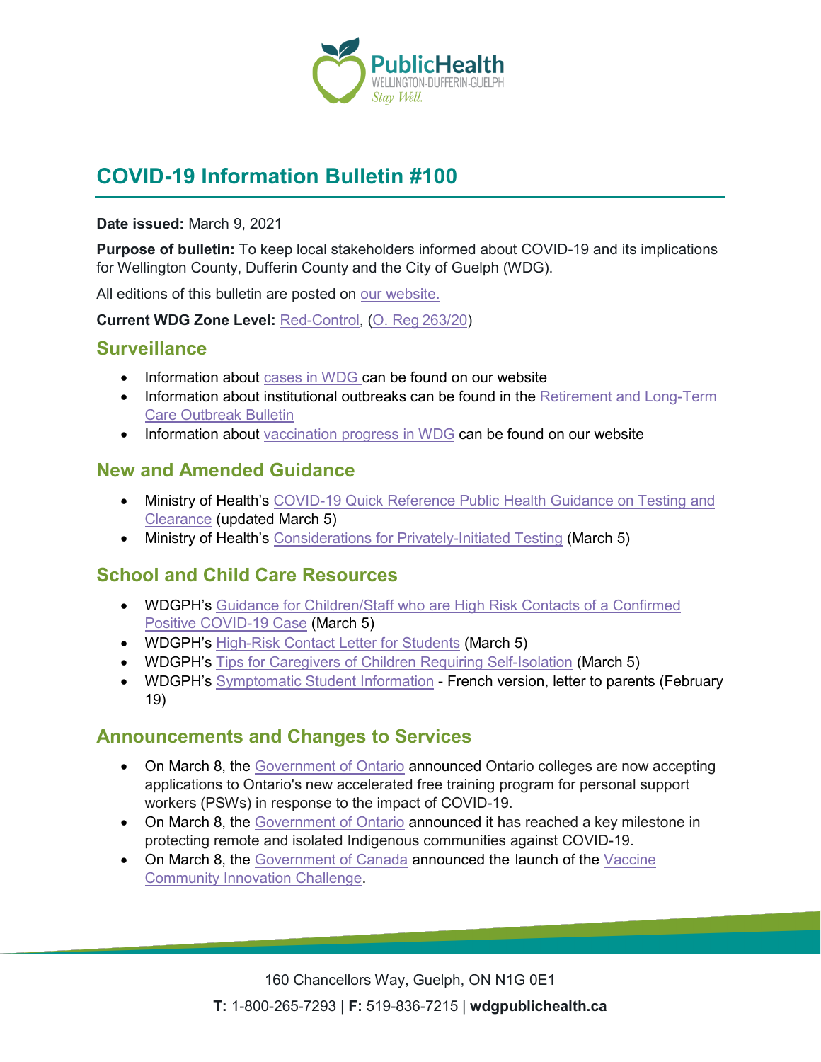# COVID-19 Information Bulletin #100

**Date issued:** March 9, 2021

**Purpose of bulletin:** To keep local stakeholders informed about COVID-19 and its implications for Wellington County, Dufferin County and the City of Guelph (WDG).

All editions of this bulletin are posted on our website.

**Current WDG Zone Level:** Red-Control, (O. Reg 263/20)

## Surveillance

- Information about cases in WDG can be found on our website
- Information about institutional outbreaks can be found in the Retirement and Long-Term Care Outbreak Bulletin
- Information about vaccination progress in WDG can be found on our website

## New and Amended Guidance

- Ministry of Health's COVID-19 Quick Reference Public Health Guidance on Testing and Clearance (updated March 5)
- Ministry of Health's Considerations for Privately-Initiated Testing (March 5)

## School and Child Care Resources

- WDGPH's Guidance for Children/Staff who are High Risk Contacts of a Confirmed Positive COVID-19 Case (March 5)
- WDGPH's High-Risk Contact Letter for Students (March 5)
- WDGPH's Tips for Caregivers of Children Requiring Self-Isolation (March 5)
- WDGPH's Symptomatic Student Information - French version, letter to parents (February 19)

## Announcements and Changes to Services

- On March 8, the Government of Ontario announced Ontario colleges are now accepting applications to Ontario's new accelerated free training program for personal support workers (PSWs) in response to the impact of COVID-19.
- On March 8, the Government of Ontario announced it has reached a key milestone in protecting remote and isolated Indigenous communities against COVID-19.
- On March 8, the Government of Canada announced the launch of the Vaccine Community Innovation Challenge.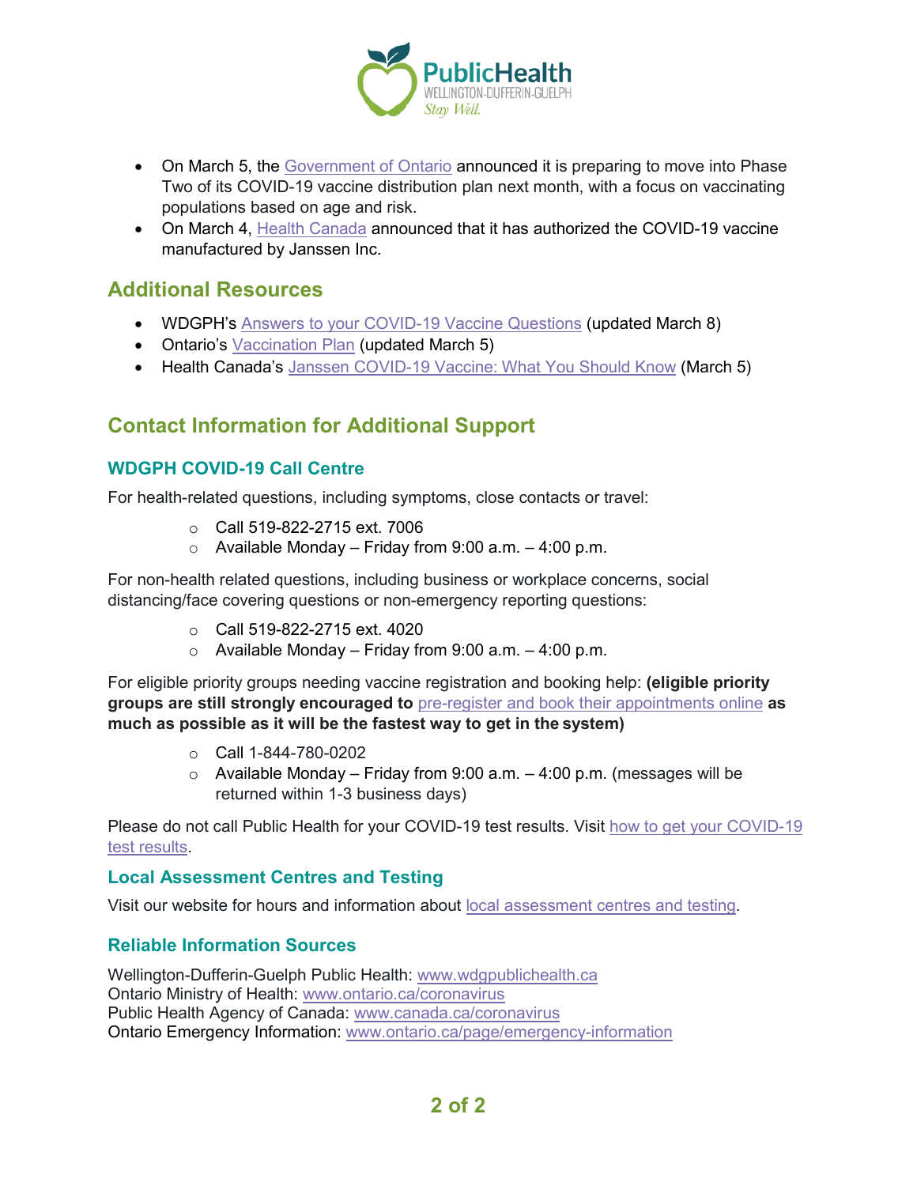- On March 5, the Government of Ontario announced it is preparing to move into Phase Two of its COVID-19 vaccine distribution plan next month, with a focus on vaccinating populations based on age and risk.
- On March 4, Health Canada announced that it has authorized the COVID-19 vaccine manufactured by Janssen Inc.

## Additional Resources

- WDGPH's Answers to your COVID-19 Vaccine Questions (updated March 8)
- Ontario's Vaccination Plan (updated March 5)
- Health Canada's Janssen COVID-19 Vaccine: What You Should Know (March 5)

## Contact Information for Additional Support

### WDGPH COVID-19 Call Centre

For health-related questions, including symptoms, close contacts or travel:

- Call 519-822-2715 ext. 7006
- Available Monday – Friday from 9:00 a.m. – 4:00 p.m.

For non-health related questions, including business or workplace concerns, social distancing/face covering questions or non-emergency reporting questions:

- Call 519-822-2715 ext. 4020
- Available Monday – Friday from 9:00 a.m. – 4:00 p.m.

For eligible priority groups needing vaccine registration and booking help: **(eligible priority groups are still strongly encouraged to pre-register and book their appointments online as much as possible as it will be the fastest way to get in the system)**

- Call 1-844-780-0202
- Available Monday – Friday from 9:00 a.m. – 4:00 p.m. (messages will be returned within 1-3 business days)

Please do not call Public Health for your COVID-19 test results. Visit how to get your COVID-19 test results.

### Local Assessment Centres and Testing

Visit our website for hours and information about local assessment centres and testing.

### Reliable Information Sources

Wellington-Dufferin-Guelph Public Health: www.wdgpublichealth.ca
Ontario Ministry of Health: www.ontario.ca/coronavirus
Public Health Agency of Canada: www.canada.ca/coronavirus
Ontario Emergency Information: www.ontario.ca/page/emergency-information